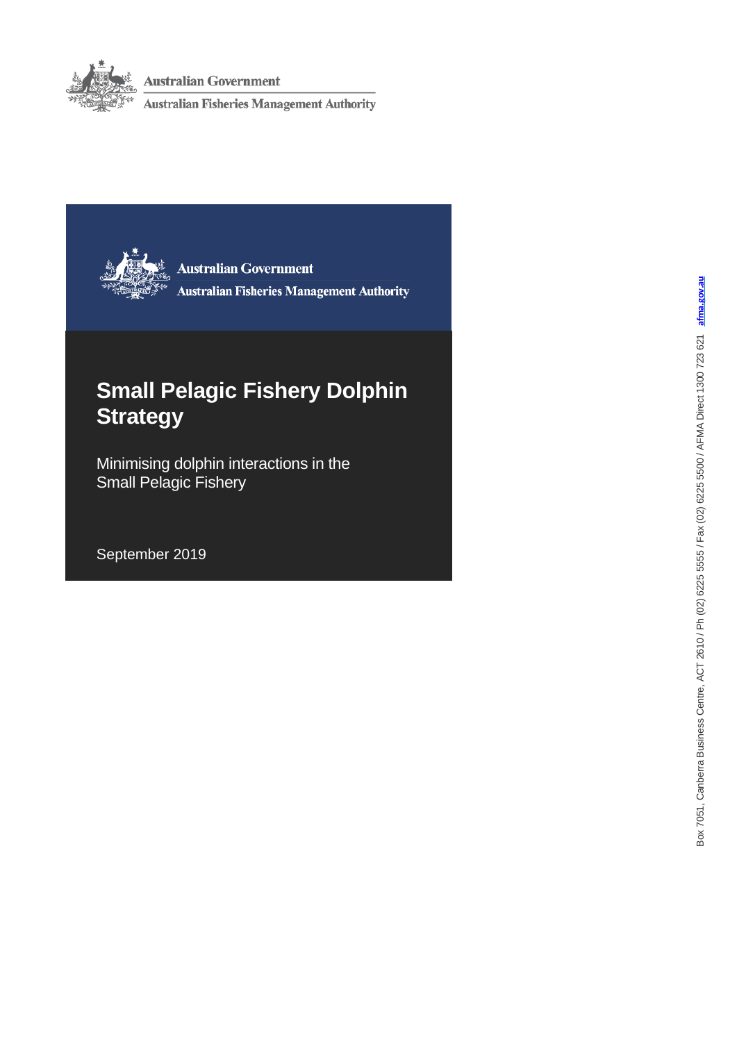Australian Government

Australian Fisheries Management Authority

Australian Government

Australian Fisheries Management Authority

# Small Pelagic Fishery Dolphin Strategy

Minimising dolphin interactions in the Small Pelagic Fishery

September 2019

Box 7051, Canberra Business Centre, ACT 2610 / Ph (02) 6225 5555 / Fax (02) 6225 5500 / AFMA Direct 1300 723 621 afma.gov.au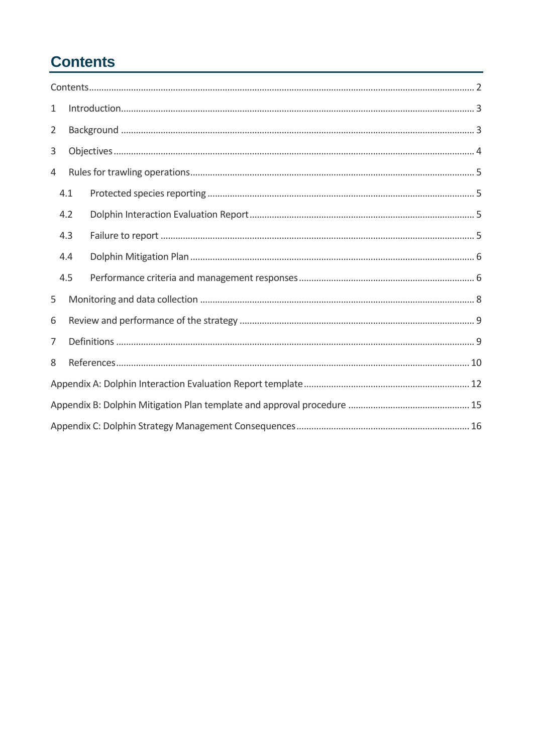# Contents

Contents ........................................................................................................................................ 2

1 Introduction........................................................................................................................... 3

2 Background ........................................................................................................................... 3

3 Objectives .............................................................................................................................. 4

4 Rules for trawling operations................................................................................................ 5

4.1 Protected species reporting ......................................................................................... 5

4.2 Dolphin Interaction Evaluation Report ........................................................................ 5

4.3 Failure to report ........................................................................................................... 5

4.4 Dolphin Mitigation Plan ................................................................................................ 6

4.5 Performance criteria and management responses ..................................................... 6

5 Monitoring and data collection ............................................................................................ 8

6 Review and performance of the strategy ............................................................................. 9

7 Definitions ............................................................................................................................. 9

8 References........................................................................................................................... 10

Appendix A: Dolphin Interaction Evaluation Report template ................................................ 12

Appendix B: Dolphin Mitigation Plan template and approval procedure ............................... 15

Appendix C: Dolphin Strategy Management Consequences ................................................... 16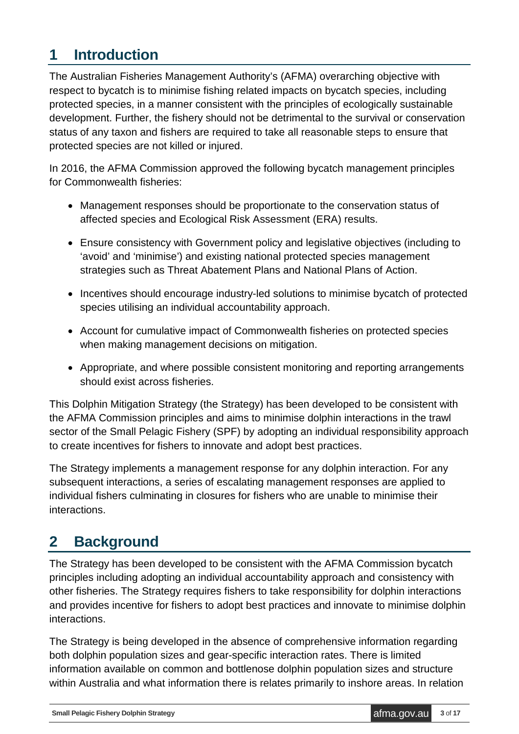# 1 Introduction

The Australian Fisheries Management Authority's (AFMA) overarching objective with respect to bycatch is to minimise fishing related impacts on bycatch species, including protected species, in a manner consistent with the principles of ecologically sustainable development. Further, the fishery should not be detrimental to the survival or conservation status of any taxon and fishers are required to take all reasonable steps to ensure that protected species are not killed or injured.

In 2016, the AFMA Commission approved the following bycatch management principles for Commonwealth fisheries:

- Management responses should be proportionate to the conservation status of affected species and Ecological Risk Assessment (ERA) results.
- Ensure consistency with Government policy and legislative objectives (including to 'avoid' and 'minimise') and existing national protected species management strategies such as Threat Abatement Plans and National Plans of Action.
- Incentives should encourage industry-led solutions to minimise bycatch of protected species utilising an individual accountability approach.
- Account for cumulative impact of Commonwealth fisheries on protected species when making management decisions on mitigation.
- Appropriate, and where possible consistent monitoring and reporting arrangements should exist across fisheries.

This Dolphin Mitigation Strategy (the Strategy) has been developed to be consistent with the AFMA Commission principles and aims to minimise dolphin interactions in the trawl sector of the Small Pelagic Fishery (SPF) by adopting an individual responsibility approach to create incentives for fishers to innovate and adopt best practices.

The Strategy implements a management response for any dolphin interaction. For any subsequent interactions, a series of escalating management responses are applied to individual fishers culminating in closures for fishers who are unable to minimise their interactions.

# 2 Background

The Strategy has been developed to be consistent with the AFMA Commission bycatch principles including adopting an individual accountability approach and consistency with other fisheries. The Strategy requires fishers to take responsibility for dolphin interactions and provides incentive for fishers to adopt best practices and innovate to minimise dolphin interactions.

The Strategy is being developed in the absence of comprehensive information regarding both dolphin population sizes and gear-specific interaction rates. There is limited information available on common and bottlenose dolphin population sizes and structure within Australia and what information there is relates primarily to inshore areas. In relation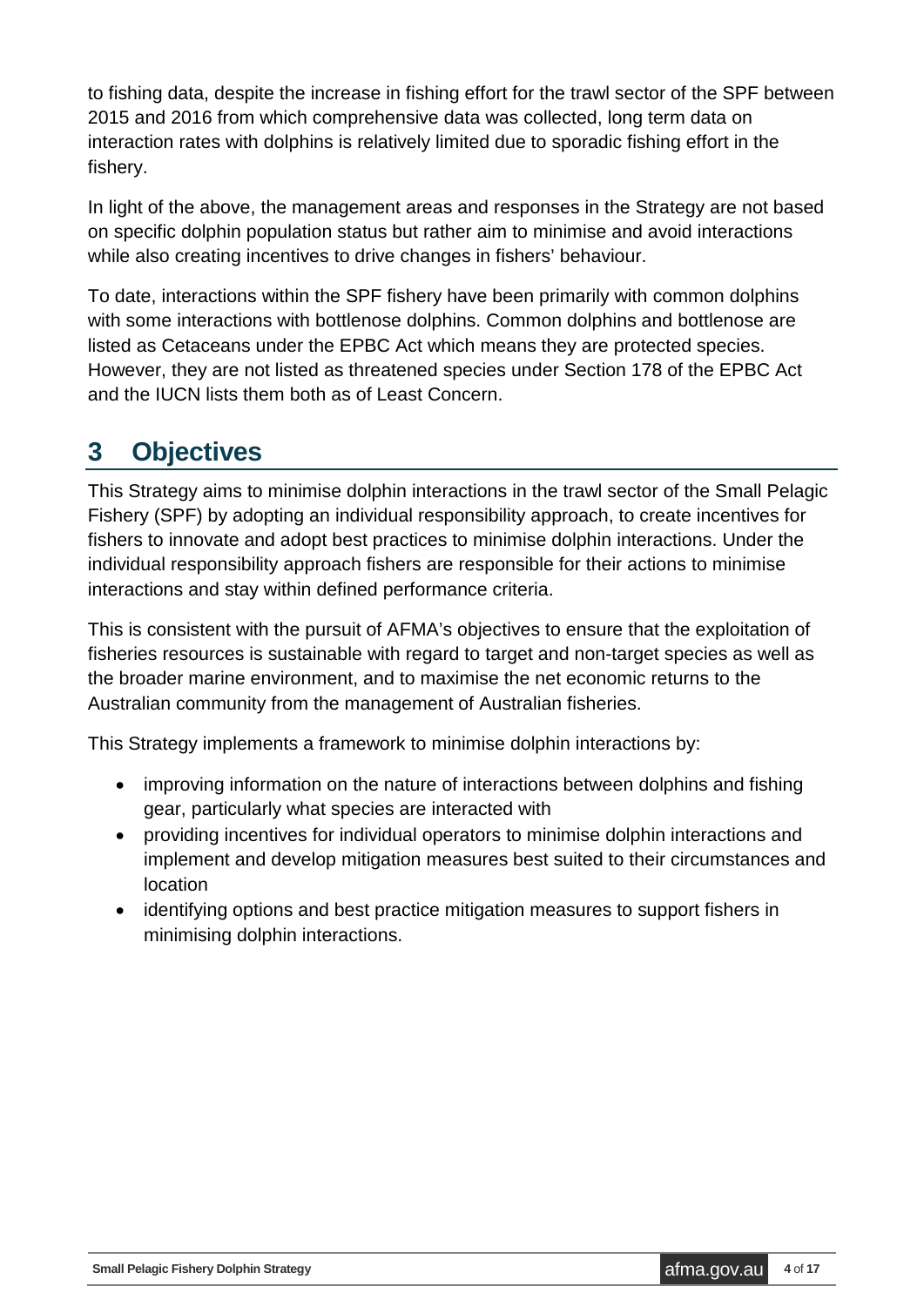to fishing data, despite the increase in fishing effort for the trawl sector of the SPF between 2015 and 2016 from which comprehensive data was collected, long term data on interaction rates with dolphins is relatively limited due to sporadic fishing effort in the fishery.

In light of the above, the management areas and responses in the Strategy are not based on specific dolphin population status but rather aim to minimise and avoid interactions while also creating incentives to drive changes in fishers' behaviour.

To date, interactions within the SPF fishery have been primarily with common dolphins with some interactions with bottlenose dolphins. Common dolphins and bottlenose are listed as Cetaceans under the EPBC Act which means they are protected species. However, they are not listed as threatened species under Section 178 of the EPBC Act and the IUCN lists them both as of Least Concern.

# 3 Objectives

This Strategy aims to minimise dolphin interactions in the trawl sector of the Small Pelagic Fishery (SPF) by adopting an individual responsibility approach, to create incentives for fishers to innovate and adopt best practices to minimise dolphin interactions. Under the individual responsibility approach fishers are responsible for their actions to minimise interactions and stay within defined performance criteria.

This is consistent with the pursuit of AFMA's objectives to ensure that the exploitation of fisheries resources is sustainable with regard to target and non-target species as well as the broader marine environment, and to maximise the net economic returns to the Australian community from the management of Australian fisheries.

This Strategy implements a framework to minimise dolphin interactions by:

- improving information on the nature of interactions between dolphins and fishing gear, particularly what species are interacted with
- providing incentives for individual operators to minimise dolphin interactions and implement and develop mitigation measures best suited to their circumstances and location
- identifying options and best practice mitigation measures to support fishers in minimising dolphin interactions.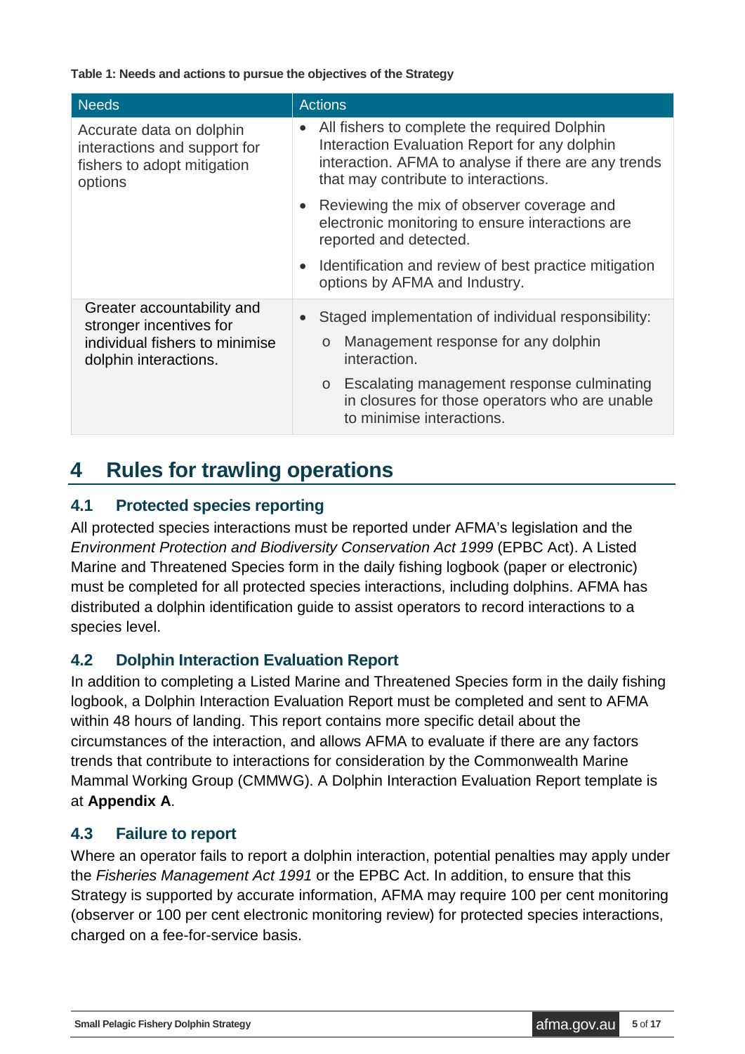**Table 1: Needs and actions to pursue the objectives of the Strategy**

| Needs | Actions |
| --- | --- |
| Accurate data on dolphin interactions and support for fishers to adopt mitigation options | • All fishers to complete the required Dolphin Interaction Evaluation Report for any dolphin interaction. AFMA to analyse if there are any trends that may contribute to interactions.<br>• Reviewing the mix of observer coverage and electronic monitoring to ensure interactions are reported and detected.<br>• Identification and review of best practice mitigation options by AFMA and Industry. |
| Greater accountability and stronger incentives for individual fishers to minimise dolphin interactions. | • Staged implementation of individual responsibility:<br>o Management response for any dolphin interaction.<br>o Escalating management response culminating in closures for those operators who are unable to minimise interactions. |

# 4 Rules for trawling operations

## 4.1 Protected species reporting

All protected species interactions must be reported under AFMA's legislation and the *Environment Protection and Biodiversity Conservation Act 1999* (EPBC Act). A Listed Marine and Threatened Species form in the daily fishing logbook (paper or electronic) must be completed for all protected species interactions, including dolphins. AFMA has distributed a dolphin identification guide to assist operators to record interactions to a species level.

## 4.2 Dolphin Interaction Evaluation Report

In addition to completing a Listed Marine and Threatened Species form in the daily fishing logbook, a Dolphin Interaction Evaluation Report must be completed and sent to AFMA within 48 hours of landing. This report contains more specific detail about the circumstances of the interaction, and allows AFMA to evaluate if there are any factors trends that contribute to interactions for consideration by the Commonwealth Marine Mammal Working Group (CMMWG). A Dolphin Interaction Evaluation Report template is at **Appendix A**.

## 4.3 Failure to report

Where an operator fails to report a dolphin interaction, potential penalties may apply under the *Fisheries Management Act 1991* or the EPBC Act. In addition, to ensure that this Strategy is supported by accurate information, AFMA may require 100 per cent monitoring (observer or 100 per cent electronic monitoring review) for protected species interactions, charged on a fee-for-service basis.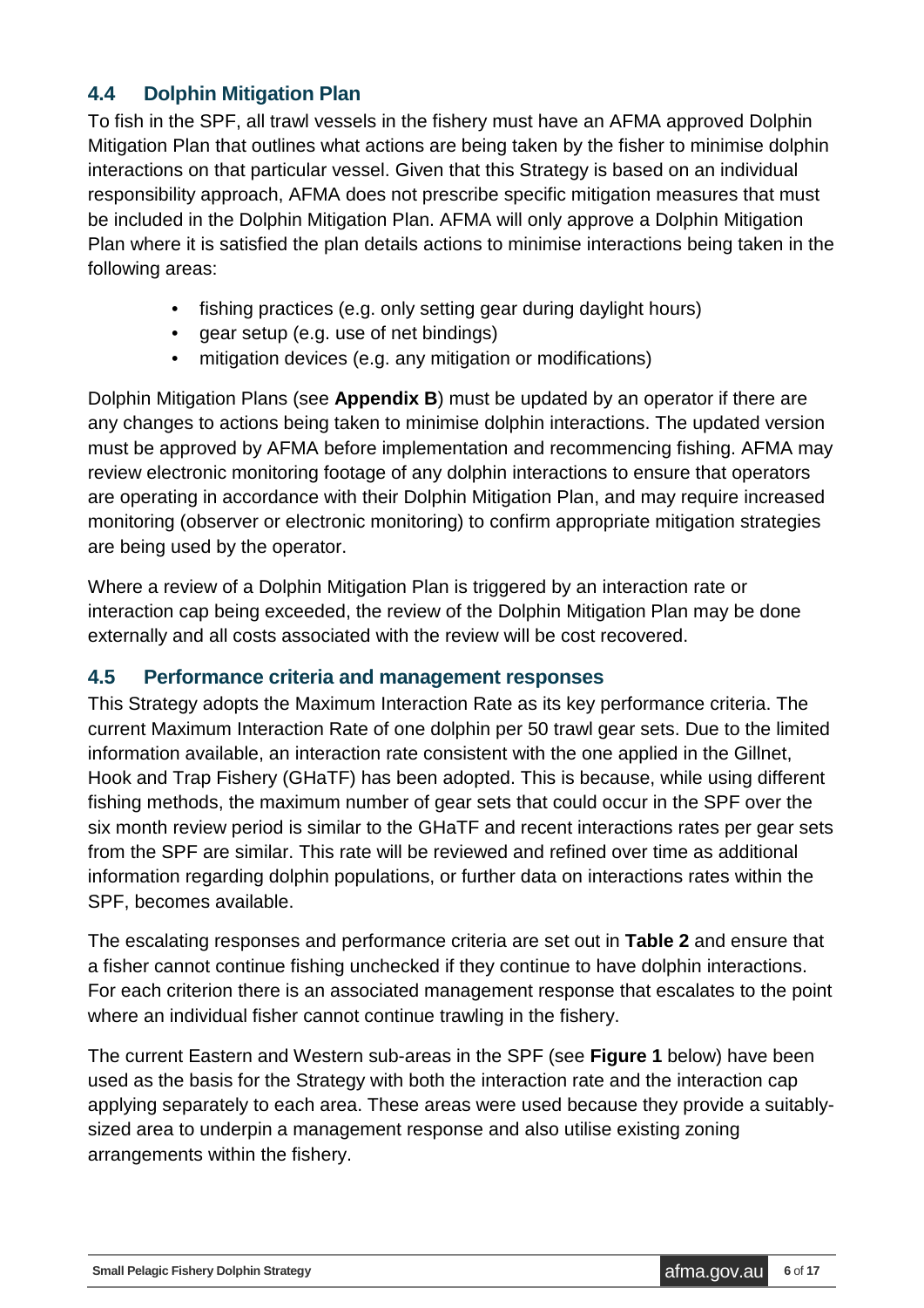## 4.4 Dolphin Mitigation Plan

To fish in the SPF, all trawl vessels in the fishery must have an AFMA approved Dolphin Mitigation Plan that outlines what actions are being taken by the fisher to minimise dolphin interactions on that particular vessel. Given that this Strategy is based on an individual responsibility approach, AFMA does not prescribe specific mitigation measures that must be included in the Dolphin Mitigation Plan. AFMA will only approve a Dolphin Mitigation Plan where it is satisfied the plan details actions to minimise interactions being taken in the following areas:

- fishing practices (e.g. only setting gear during daylight hours)
- gear setup (e.g. use of net bindings)
- mitigation devices (e.g. any mitigation or modifications)

Dolphin Mitigation Plans (see **Appendix B**) must be updated by an operator if there are any changes to actions being taken to minimise dolphin interactions. The updated version must be approved by AFMA before implementation and recommencing fishing. AFMA may review electronic monitoring footage of any dolphin interactions to ensure that operators are operating in accordance with their Dolphin Mitigation Plan, and may require increased monitoring (observer or electronic monitoring) to confirm appropriate mitigation strategies are being used by the operator.

Where a review of a Dolphin Mitigation Plan is triggered by an interaction rate or interaction cap being exceeded, the review of the Dolphin Mitigation Plan may be done externally and all costs associated with the review will be cost recovered.

## 4.5 Performance criteria and management responses

This Strategy adopts the Maximum Interaction Rate as its key performance criteria. The current Maximum Interaction Rate of one dolphin per 50 trawl gear sets. Due to the limited information available, an interaction rate consistent with the one applied in the Gillnet, Hook and Trap Fishery (GHaTF) has been adopted. This is because, while using different fishing methods, the maximum number of gear sets that could occur in the SPF over the six month review period is similar to the GHaTF and recent interactions rates per gear sets from the SPF are similar. This rate will be reviewed and refined over time as additional information regarding dolphin populations, or further data on interactions rates within the SPF, becomes available.

The escalating responses and performance criteria are set out in **Table 2** and ensure that a fisher cannot continue fishing unchecked if they continue to have dolphin interactions. For each criterion there is an associated management response that escalates to the point where an individual fisher cannot continue trawling in the fishery.

The current Eastern and Western sub-areas in the SPF (see **Figure 1** below) have been used as the basis for the Strategy with both the interaction rate and the interaction cap applying separately to each area. These areas were used because they provide a suitably-sized area to underpin a management response and also utilise existing zoning arrangements within the fishery.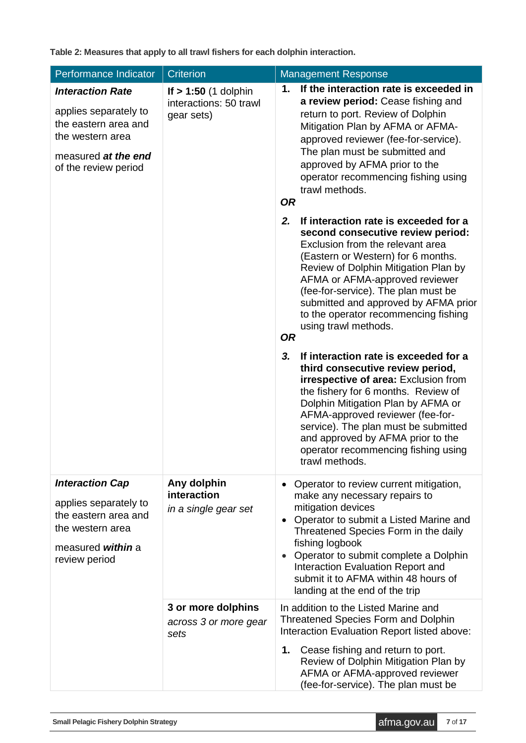**Table 2: Measures that apply to all trawl fishers for each dolphin interaction.**

| Performance Indicator | Criterion | Management Response |
|---|---|---|
| ***Interaction Rate*** applies separately to the eastern area and the western area measured ***at the end*** of the review period | **If > 1:50** (1 dolphin interactions: 50 trawl gear sets) | **1. If the interaction rate is exceeded in a review period:** Cease fishing and return to port. Review of Dolphin Mitigation Plan by AFMA or AFMA-approved reviewer (fee-for-service). The plan must be submitted and approved by AFMA prior to the operator recommencing fishing using trawl methods. ***OR*** ***2.*** **If interaction rate is exceeded for a second consecutive review period:** Exclusion from the relevant area (Eastern or Western) for 6 months. Review of Dolphin Mitigation Plan by AFMA or AFMA-approved reviewer (fee-for-service). The plan must be submitted and approved by AFMA prior to the operator recommencing fishing using trawl methods. ***OR*** ***3.*** **If interaction rate is exceeded for a third consecutive review period, irrespective of area:** Exclusion from the fishery for 6 months. Review of Dolphin Mitigation Plan by AFMA or AFMA-approved reviewer (fee-for-service). The plan must be submitted and approved by AFMA prior to the operator recommencing fishing using trawl methods. |
| ***Interaction Cap*** applies separately to the eastern area and the western area measured ***within*** a review period | **Any dolphin interaction** *in a single gear set* | • Operator to review current mitigation, make any necessary repairs to mitigation devices • Operator to submit a Listed Marine and Threatened Species Form in the daily fishing logbook • Operator to submit complete a Dolphin Interaction Evaluation Report and submit it to AFMA within 48 hours of landing at the end of the trip |
| | **3 or more dolphins** *across 3 or more gear sets* | In addition to the Listed Marine and Threatened Species Form and Dolphin Interaction Evaluation Report listed above: **1.** Cease fishing and return to port. Review of Dolphin Mitigation Plan by AFMA or AFMA-approved reviewer (fee-for-service). The plan must be |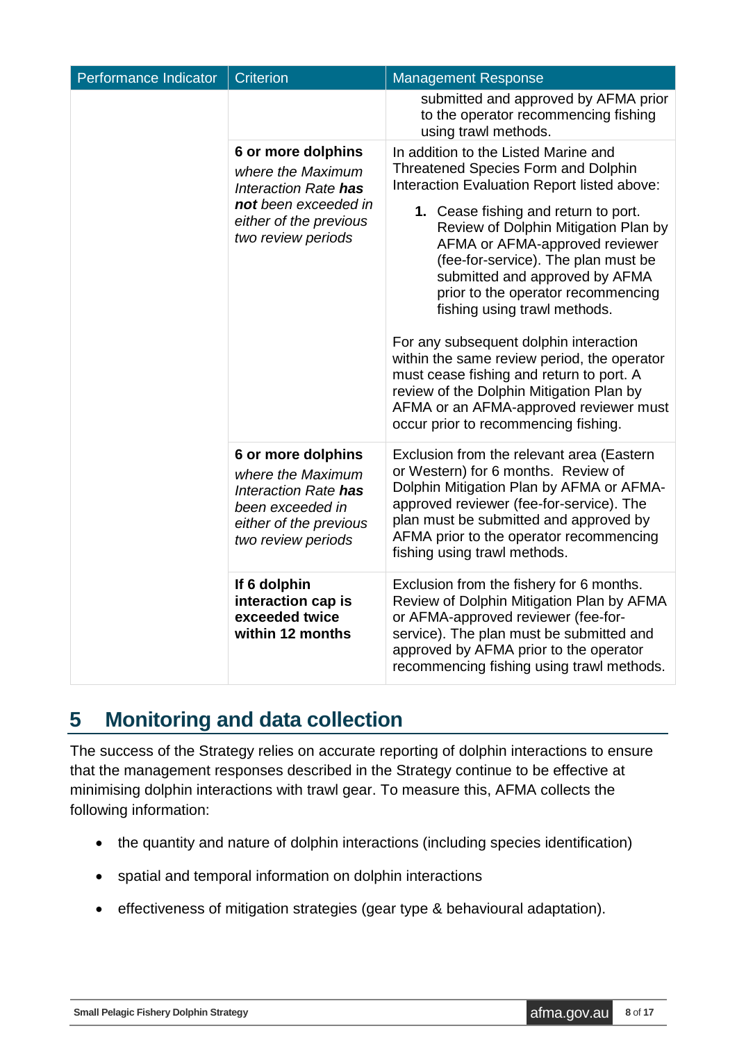| Performance Indicator | Criterion | Management Response |
|---|---|---|
| | | submitted and approved by AFMA prior to the operator recommencing fishing using trawl methods. |
| | **6 or more dolphins** *where the Maximum Interaction Rate* ***has not*** *been exceeded in either of the previous two review periods* | In addition to the Listed Marine and Threatened Species Form and Dolphin Interaction Evaluation Report listed above: **1.** Cease fishing and return to port. Review of Dolphin Mitigation Plan by AFMA or AFMA-approved reviewer (fee-for-service). The plan must be submitted and approved by AFMA prior to the operator recommencing fishing using trawl methods. For any subsequent dolphin interaction within the same review period, the operator must cease fishing and return to port. A review of the Dolphin Mitigation Plan by AFMA or an AFMA-approved reviewer must occur prior to recommencing fishing. |
| | **6 or more dolphins** *where the Maximum Interaction Rate* ***has*** *been exceeded in either of the previous two review periods* | Exclusion from the relevant area (Eastern or Western) for 6 months. Review of Dolphin Mitigation Plan by AFMA or AFMA-approved reviewer (fee-for-service). The plan must be submitted and approved by AFMA prior to the operator recommencing fishing using trawl methods. |
| | **If 6 dolphin interaction cap is exceeded twice within 12 months** | Exclusion from the fishery for 6 months. Review of Dolphin Mitigation Plan by AFMA or AFMA-approved reviewer (fee-for-service). The plan must be submitted and approved by AFMA prior to the operator recommencing fishing using trawl methods. |

# 5 Monitoring and data collection

The success of the Strategy relies on accurate reporting of dolphin interactions to ensure that the management responses described in the Strategy continue to be effective at minimising dolphin interactions with trawl gear. To measure this, AFMA collects the following information:

- the quantity and nature of dolphin interactions (including species identification)
- spatial and temporal information on dolphin interactions
- effectiveness of mitigation strategies (gear type & behavioural adaptation).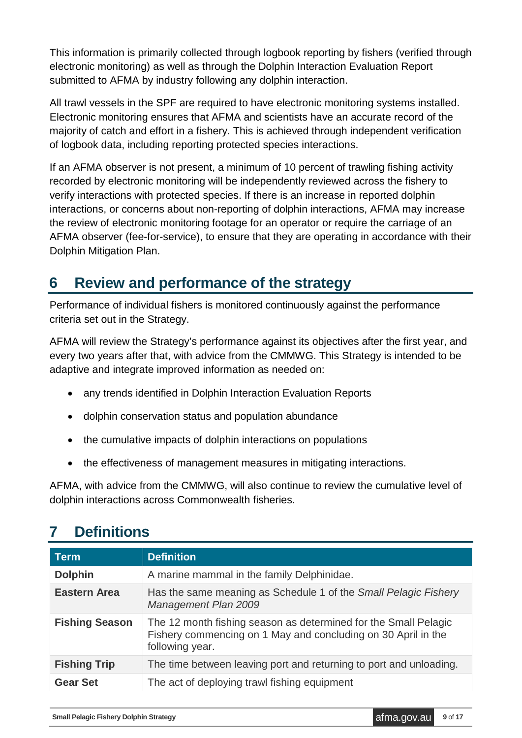This information is primarily collected through logbook reporting by fishers (verified through electronic monitoring) as well as through the Dolphin Interaction Evaluation Report submitted to AFMA by industry following any dolphin interaction.

All trawl vessels in the SPF are required to have electronic monitoring systems installed. Electronic monitoring ensures that AFMA and scientists have an accurate record of the majority of catch and effort in a fishery. This is achieved through independent verification of logbook data, including reporting protected species interactions.

If an AFMA observer is not present, a minimum of 10 percent of trawling fishing activity recorded by electronic monitoring will be independently reviewed across the fishery to verify interactions with protected species. If there is an increase in reported dolphin interactions, or concerns about non-reporting of dolphin interactions, AFMA may increase the review of electronic monitoring footage for an operator or require the carriage of an AFMA observer (fee-for-service), to ensure that they are operating in accordance with their Dolphin Mitigation Plan.

## 6 Review and performance of the strategy

Performance of individual fishers is monitored continuously against the performance criteria set out in the Strategy.

AFMA will review the Strategy's performance against its objectives after the first year, and every two years after that, with advice from the CMMWG. This Strategy is intended to be adaptive and integrate improved information as needed on:

- any trends identified in Dolphin Interaction Evaluation Reports
- dolphin conservation status and population abundance
- the cumulative impacts of dolphin interactions on populations
- the effectiveness of management measures in mitigating interactions.

AFMA, with advice from the CMMWG, will also continue to review the cumulative level of dolphin interactions across Commonwealth fisheries.

## 7 Definitions

| Term | Definition |
|---|---|
| **Dolphin** | A marine mammal in the family Delphinidae. |
| **Eastern Area** | Has the same meaning as Schedule 1 of the *Small Pelagic Fishery Management Plan 2009* |
| **Fishing Season** | The 12 month fishing season as determined for the Small Pelagic Fishery commencing on 1 May and concluding on 30 April in the following year. |
| **Fishing Trip** | The time between leaving port and returning to port and unloading. |
| **Gear Set** | The act of deploying trawl fishing equipment |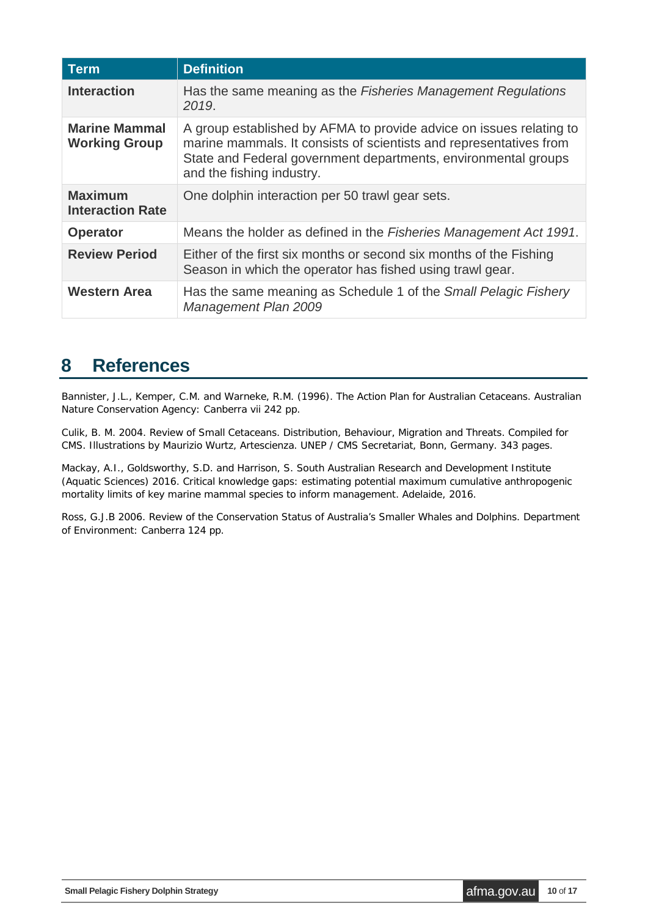| Term | Definition |
|---|---|
| **Interaction** | Has the same meaning as the *Fisheries Management Regulations 2019*. |
| **Marine Mammal Working Group** | A group established by AFMA to provide advice on issues relating to marine mammals. It consists of scientists and representatives from State and Federal government departments, environmental groups and the fishing industry. |
| **Maximum Interaction Rate** | One dolphin interaction per 50 trawl gear sets. |
| **Operator** | Means the holder as defined in the *Fisheries Management Act 1991*. |
| **Review Period** | Either of the first six months or second six months of the Fishing Season in which the operator has fished using trawl gear. |
| **Western Area** | Has the same meaning as Schedule 1 of the *Small Pelagic Fishery Management Plan 2009* |

# 8 References

Bannister, J.L., Kemper, C.M. and Warneke, R.M. (1996). The Action Plan for Australian Cetaceans. Australian Nature Conservation Agency: Canberra vii 242 pp.

Culik, B. M. 2004. Review of Small Cetaceans. Distribution, Behaviour, Migration and Threats. Compiled for CMS. Illustrations by Maurizio Wurtz, Artescienza. UNEP / CMS Secretariat, Bonn, Germany. 343 pages.

Mackay, A.I., Goldsworthy, S.D. and Harrison, S. South Australian Research and Development Institute (Aquatic Sciences) 2016. Critical knowledge gaps: estimating potential maximum cumulative anthropogenic mortality limits of key marine mammal species to inform management. Adelaide, 2016.

Ross, G.J.B 2006. Review of the Conservation Status of Australia's Smaller Whales and Dolphins. Department of Environment: Canberra 124 pp.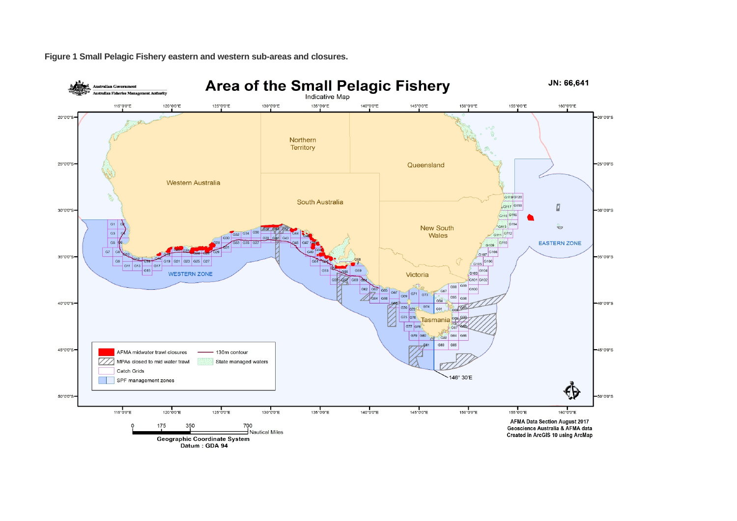**Figure 1 Small Pelagic Fishery eastern and western sub-areas and closures.**

# Area of the Small Pelagic Fishery

Indicative Map

JN: 66,641

Australian Government
Australian Fisheries Management Authority

Northern Territory

Queensland

Western Australia

South Australia

New South Wales

Victoria

Tasmania

WESTERN ZONE

EASTERN ZONE

146° 30'E

- AFMA midwater trawl closures
- MPAs closed to mid water trawl
- Catch Grids
- SPF management zones
- 130m contour
- State managed waters

0 175 350 700 Nautical Miles

Geographic Coordinate System
Datum : GDA 94

AFMA Data Section August 2017
Geoscience Australia & AFMA data
Created in ArcGIS 10 using ArcMap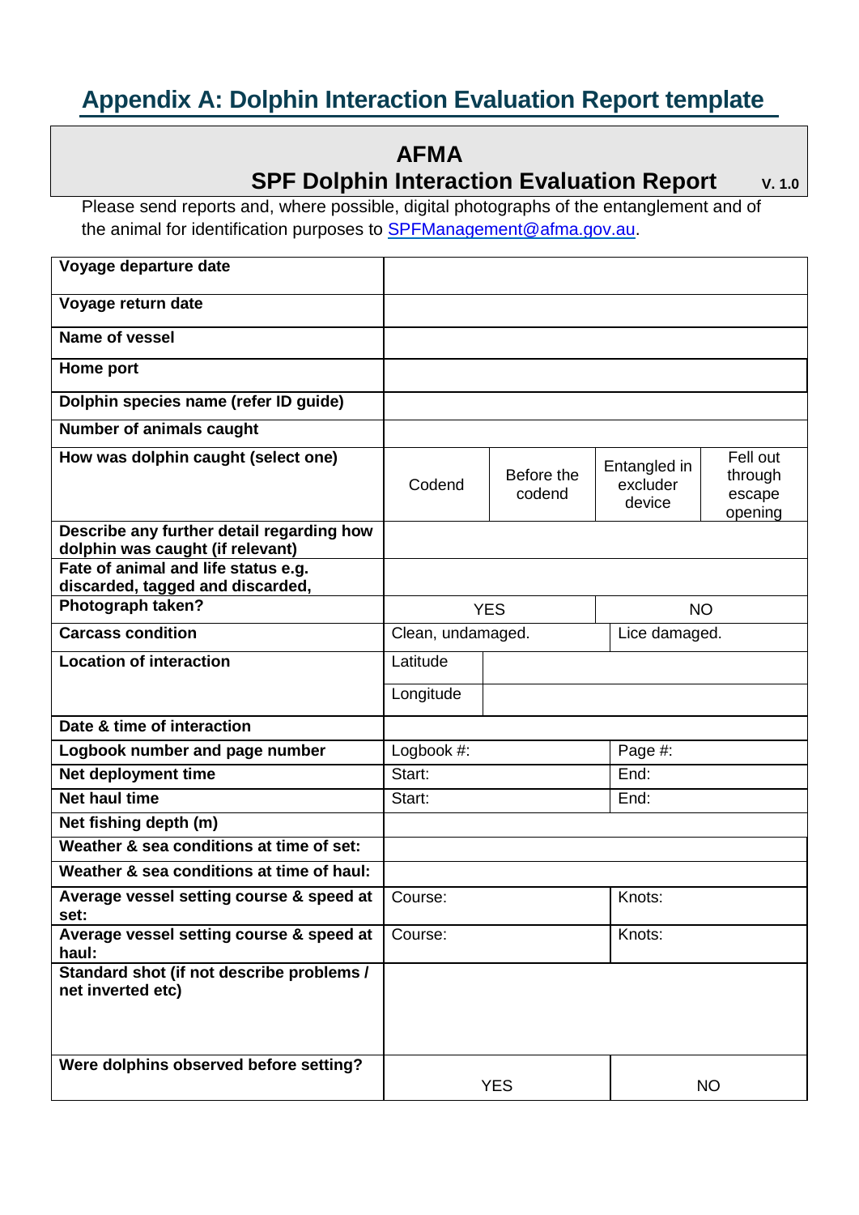# Appendix A: Dolphin Interaction Evaluation Report template

## AFMA
## SPF Dolphin Interaction Evaluation Report

**V. 1.0**

Please send reports and, where possible, digital photographs of the entanglement and of the animal for identification purposes to SPFManagement@afma.gov.au.

| | | | | |
|---|---|---|---|---|
| **Voyage departure date** | | | | |
| **Voyage return date** | | | | |
| **Name of vessel** | | | | |
| **Home port** | | | | |
| **Dolphin species name (refer ID guide)** | | | | |
| **Number of animals caught** | | | | |
| **How was dolphin caught (select one)** | Codend | Before the codend | Entangled in excluder device | Fell out through escape opening |
| **Describe any further detail regarding how dolphin was caught (if relevant)** | | | | |
| **Fate of animal and life status e.g. discarded, tagged and discarded,** | | | | |
| **Photograph taken?** | YES | | NO | |
| **Carcass condition** | Clean, undamaged. | | Lice damaged. | |
| **Location of interaction** | Latitude | | | |
| | Longitude | | | |
| **Date & time of interaction** | | | | |
| **Logbook number and page number** | Logbook #: | | Page #: | |
| **Net deployment time** | Start: | | End: | |
| **Net haul time** | Start: | | End: | |
| **Net fishing depth (m)** | | | | |
| **Weather & sea conditions at time of set:** | | | | |
| **Weather & sea conditions at time of haul:** | | | | |
| **Average vessel setting course & speed at set:** | Course: | | Knots: | |
| **Average vessel setting course & speed at haul:** | Course: | | Knots: | |
| **Standard shot (if not describe problems / net inverted etc)** | | | | |
| **Were dolphins observed before setting?** | YES | | NO | |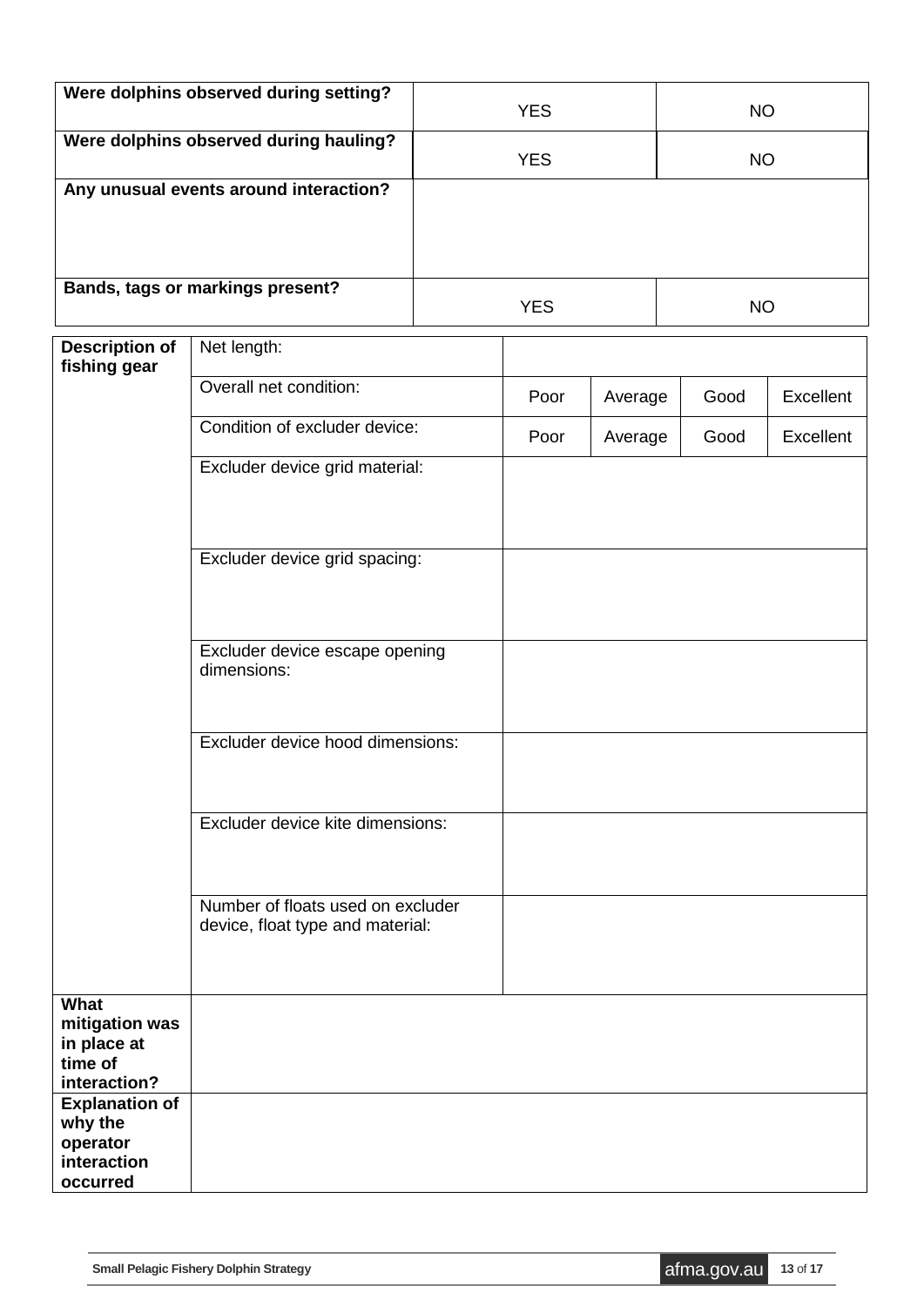| **Were dolphins observed during setting?** | YES | NO |
|---|---|---|
| **Were dolphins observed during hauling?** | YES | NO |
| **Any unusual events around interaction?** | | |
| **Bands, tags or markings present?** | YES | NO |

| **Description of fishing gear** | Net length: | | | | |
|---|---|---|---|---|---|
| | Overall net condition: | Poor | Average | Good | Excellent |
| | Condition of excluder device: | Poor | Average | Good | Excellent |
| | Excluder device grid material: | | | | |
| | Excluder device grid spacing: | | | | |
| | Excluder device escape opening dimensions: | | | | |
| | Excluder device hood dimensions: | | | | |
| | Excluder device kite dimensions: | | | | |
| | Number of floats used on excluder device, float type and material: | | | | |
| **What mitigation was in place at time of interaction?** | | | | | |
| **Explanation of why the operator interaction occurred** | | | | | |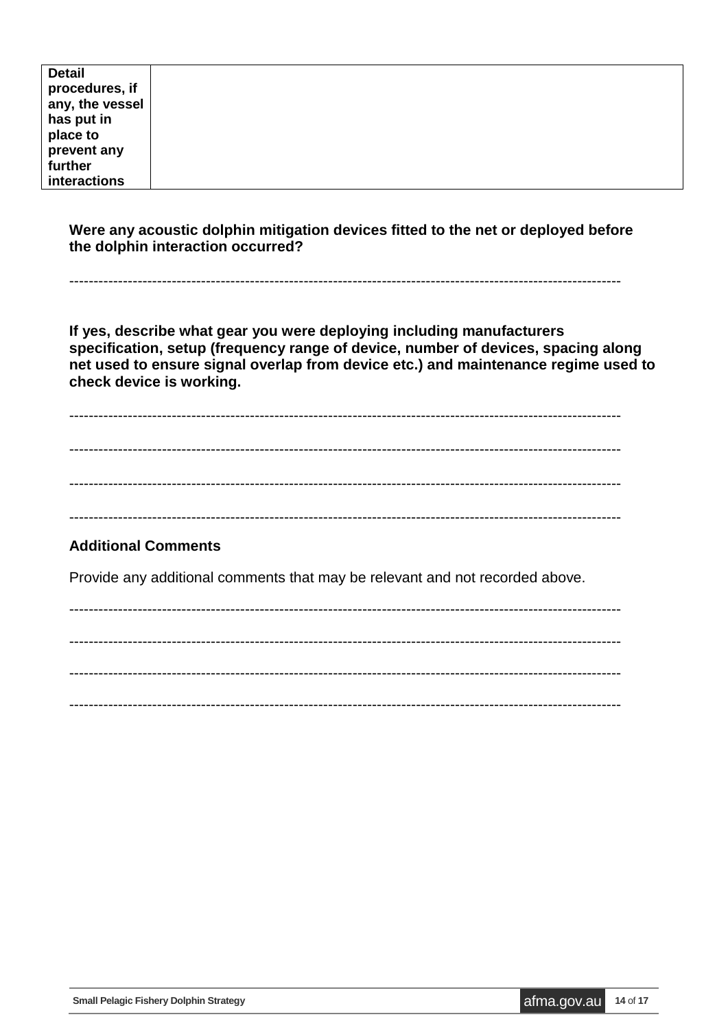| **Detail procedures, if any, the vessel has put in place to prevent any further interactions** | |
|---|---|

**Were any acoustic dolphin mitigation devices fitted to the net or deployed before the dolphin interaction occurred?**

--------------------------------------------------------------------------------------------------------------

**If yes, describe what gear you were deploying including manufacturers specification, setup (frequency range of device, number of devices, spacing along net used to ensure signal overlap from device etc.) and maintenance regime used to check device is working.**

--------------------------------------------------------------------------------------------------------------

--------------------------------------------------------------------------------------------------------------

--------------------------------------------------------------------------------------------------------------

--------------------------------------------------------------------------------------------------------------

## Additional Comments

Provide any additional comments that may be relevant and not recorded above.

--------------------------------------------------------------------------------------------------------------

--------------------------------------------------------------------------------------------------------------

--------------------------------------------------------------------------------------------------------------

--------------------------------------------------------------------------------------------------------------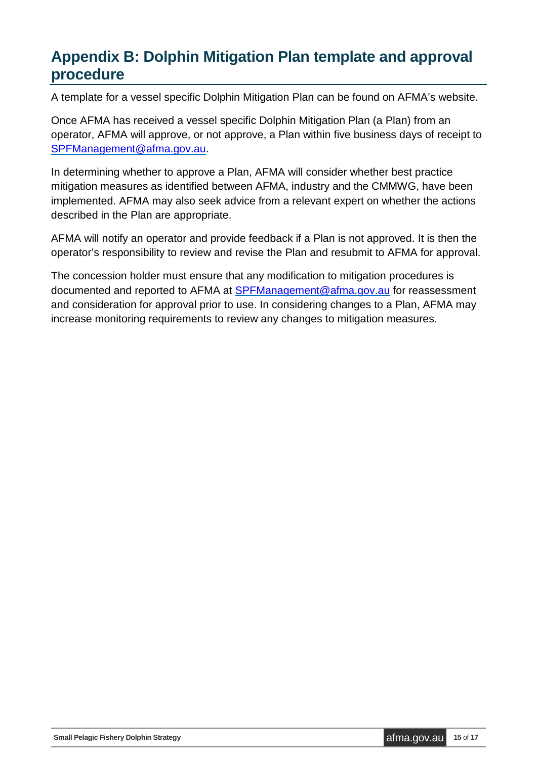# Appendix B: Dolphin Mitigation Plan template and approval procedure

A template for a vessel specific Dolphin Mitigation Plan can be found on AFMA's website.

Once AFMA has received a vessel specific Dolphin Mitigation Plan (a Plan) from an operator, AFMA will approve, or not approve, a Plan within five business days of receipt to SPFManagement@afma.gov.au.

In determining whether to approve a Plan, AFMA will consider whether best practice mitigation measures as identified between AFMA, industry and the CMMWG, have been implemented. AFMA may also seek advice from a relevant expert on whether the actions described in the Plan are appropriate.

AFMA will notify an operator and provide feedback if a Plan is not approved. It is then the operator's responsibility to review and revise the Plan and resubmit to AFMA for approval.

The concession holder must ensure that any modification to mitigation procedures is documented and reported to AFMA at SPFManagement@afma.gov.au for reassessment and consideration for approval prior to use. In considering changes to a Plan, AFMA may increase monitoring requirements to review any changes to mitigation measures.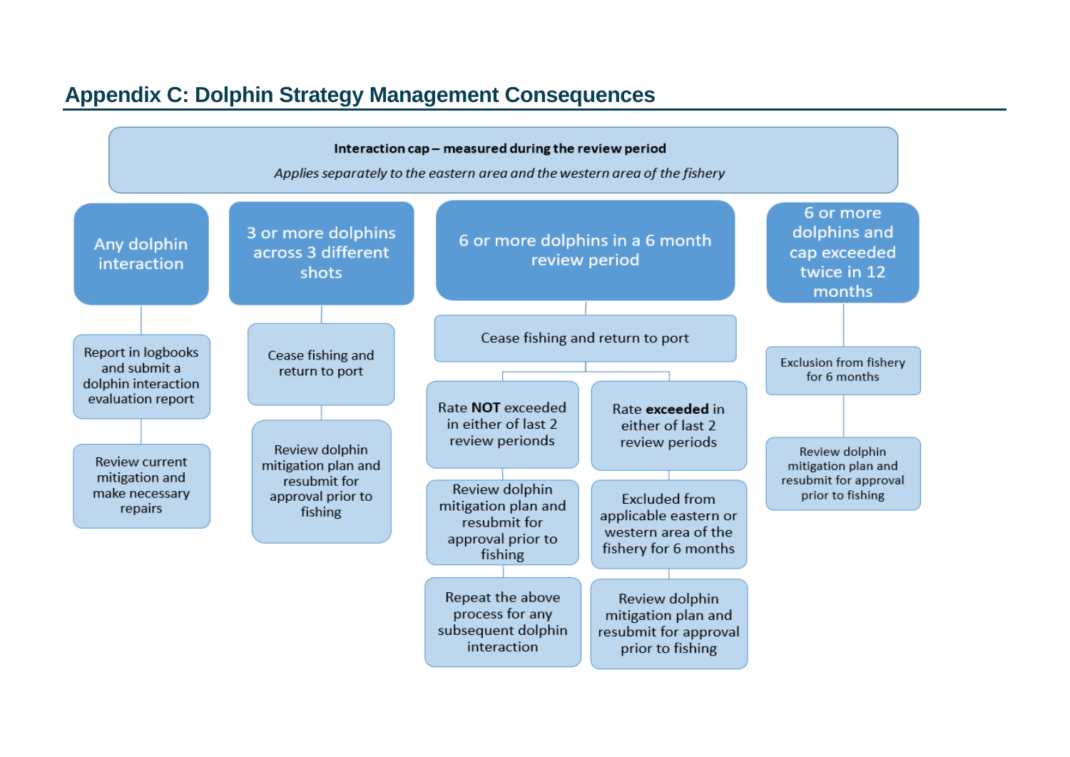## Appendix C: Dolphin Strategy Management Consequences

**Interaction cap – measured during the review period**

*Applies separately to the eastern area and the western area of the fishery*

**Any dolphin interaction**

- Report in logbooks and submit a dolphin interaction evaluation report
- Review current mitigation and make necessary repairs

**3 or more dolphins across 3 different shots**

- Cease fishing and return to port
- Review dolphin mitigation plan and resubmit for approval prior to fishing

**6 or more dolphins in a 6 month review period**

- Cease fishing and return to port
  - Rate **NOT** exceeded in either of last 2 review periods
    - Review dolphin mitigation plan and resubmit for approval prior to fishing
    - Repeat the above process for any subsequent dolphin interaction
  - Rate **exceeded** in either of last 2 review periods
    - Excluded from applicable eastern or western area of the fishery for 6 months
    - Review dolphin mitigation plan and resubmit for approval prior to fishing

**6 or more dolphins and cap exceeded twice in 12 months**

- Exclusion from fishery for 6 months
- Review dolphin mitigation plan and resubmit for approval prior to fishing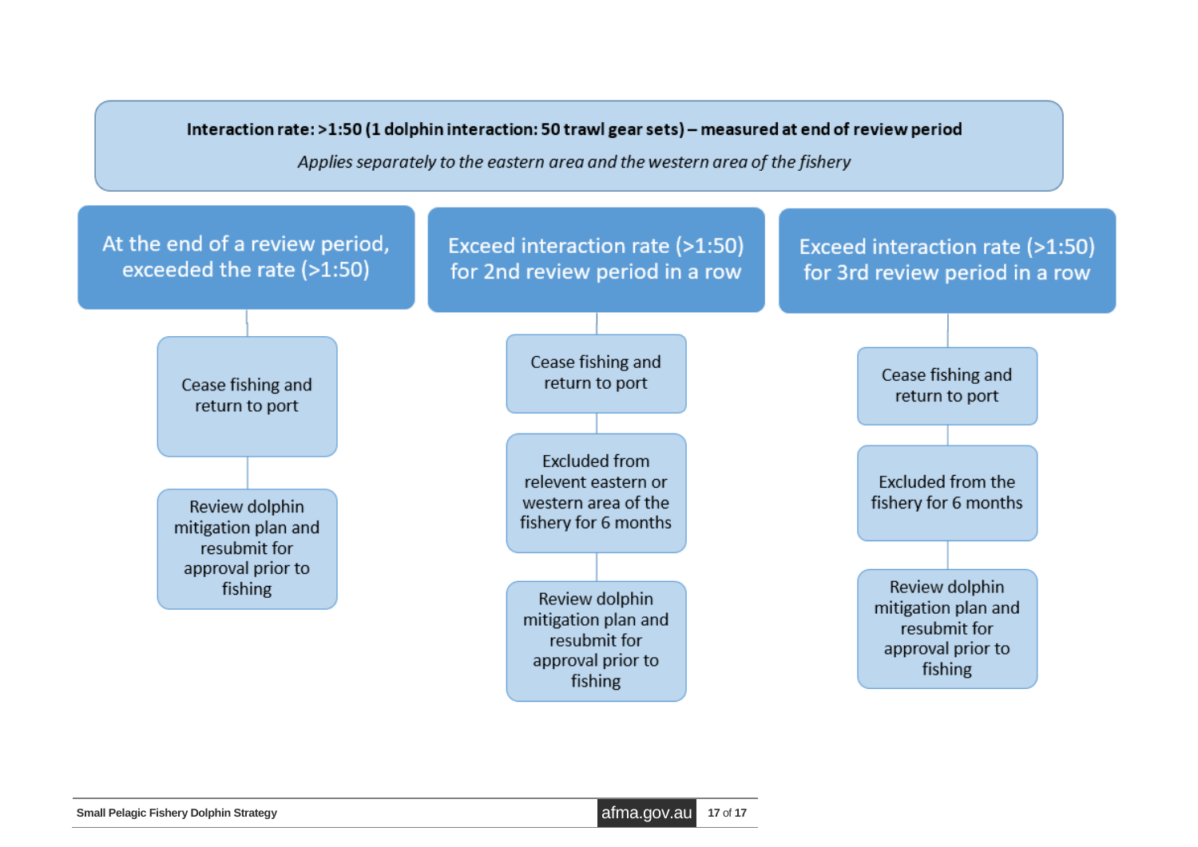**Interaction rate: >1:50 (1 dolphin interaction: 50 trawl gear sets) – measured at end of review period**

*Applies separately to the eastern area and the western area of the fishery*

**At the end of a review period, exceeded the rate (>1:50)**

- Cease fishing and return to port
- Review dolphin mitigation plan and resubmit for approval prior to fishing

**Exceed interaction rate (>1:50) for 2nd review period in a row**

- Cease fishing and return to port
- Excluded from relevent eastern or western area of the fishery for 6 months
- Review dolphin mitigation plan and resubmit for approval prior to fishing

**Exceed interaction rate (>1:50) for 3rd review period in a row**

- Cease fishing and return to port
- Excluded from the fishery for 6 months
- Review dolphin mitigation plan and resubmit for approval prior to fishing